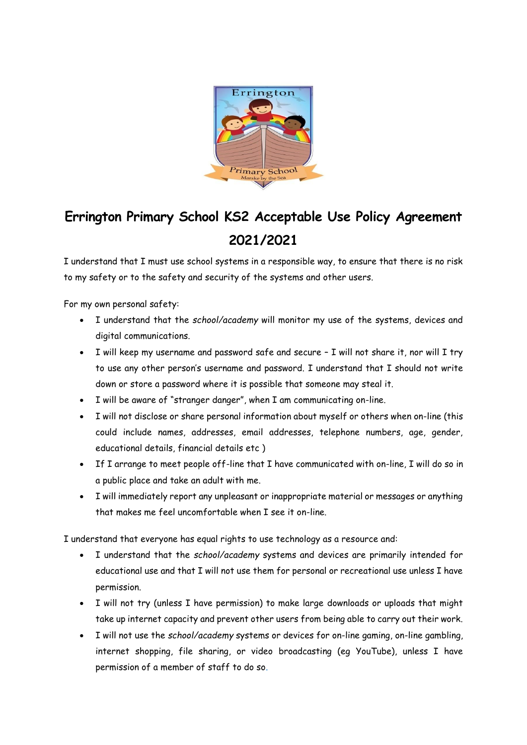# Errington Primary School KS2 Acceptable Use Policy Agreement 2021/2021

I understand that I must use school systems in a responsible way, to ensure that there is no risk to my safety or to the safety and security of the systems and other users.

For my own personal safety:

- I understand that the *school/academy* will monitor my use of the systems, devices and digital communications.
- I will keep my username and password safe and secure – I will not share it, nor will I try to use any other person's username and password. I understand that I should not write down or store a password where it is possible that someone may steal it.
- I will be aware of "stranger danger", when I am communicating on-line.
- I will not disclose or share personal information about myself or others when on-line (this could include names, addresses, email addresses, telephone numbers, age, gender, educational details, financial details etc )
- If I arrange to meet people off-line that I have communicated with on-line, I will do so in a public place and take an adult with me.
- I will immediately report any unpleasant or inappropriate material or messages or anything that makes me feel uncomfortable when I see it on-line.

I understand that everyone has equal rights to use technology as a resource and:

- I understand that the *school/academy* systems and devices are primarily intended for educational use and that I will not use them for personal or recreational use unless I have permission.
- I will not try (unless I have permission) to make large downloads or uploads that might take up internet capacity and prevent other users from being able to carry out their work.
- I will not use the *school/academy* systems or devices for on-line gaming, on-line gambling, internet shopping, file sharing, or video broadcasting (eg YouTube), unless I have permission of a member of staff to do so.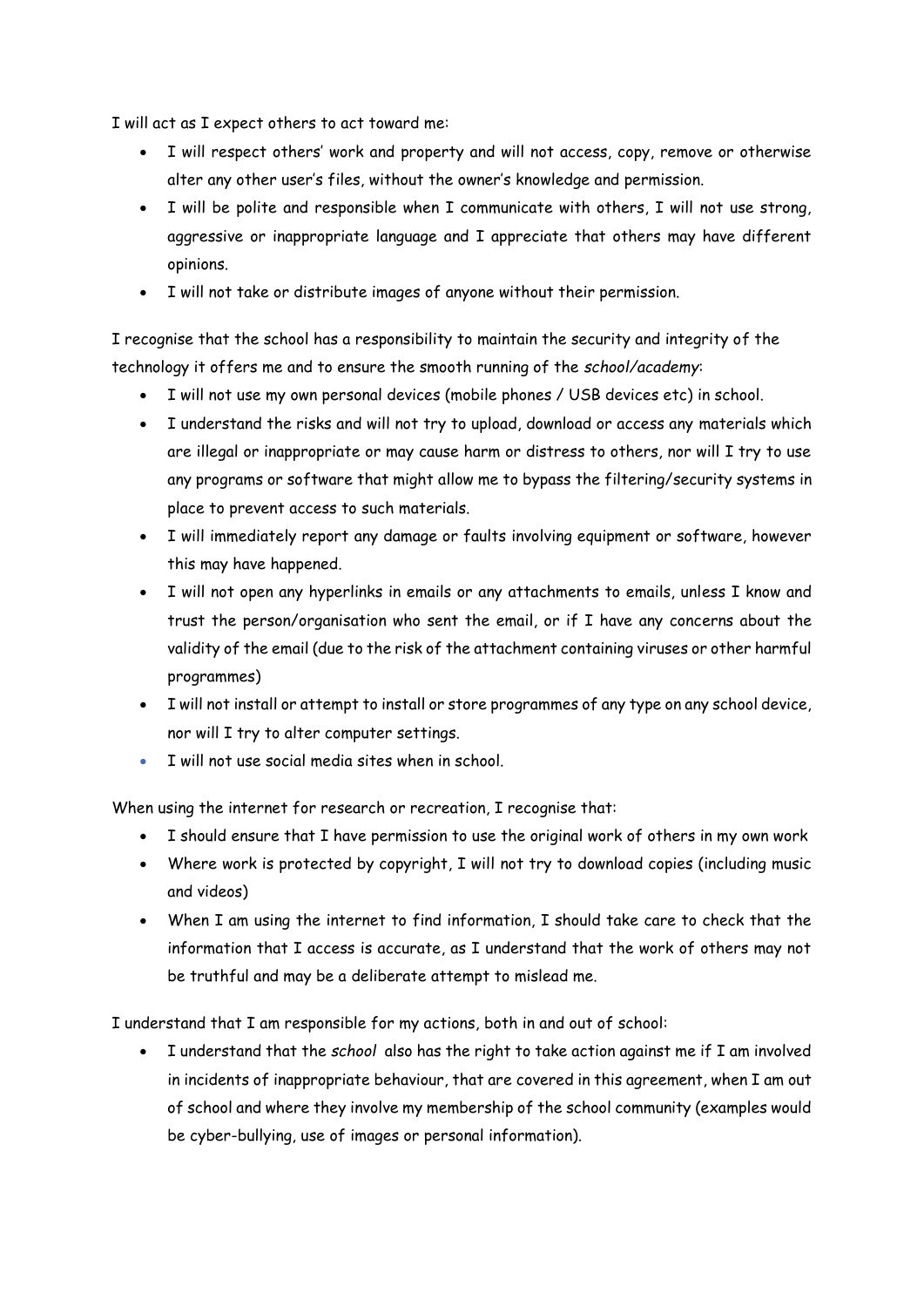I will act as I expect others to act toward me:

- I will respect others' work and property and will not access, copy, remove or otherwise alter any other user's files, without the owner's knowledge and permission.
- I will be polite and responsible when I communicate with others, I will not use strong, aggressive or inappropriate language and I appreciate that others may have different opinions.
- I will not take or distribute images of anyone without their permission.

I recognise that the school has a responsibility to maintain the security and integrity of the technology it offers me and to ensure the smooth running of the *school/academy*:

- I will not use my own personal devices (mobile phones / USB devices etc) in school.
- I understand the risks and will not try to upload, download or access any materials which are illegal or inappropriate or may cause harm or distress to others, nor will I try to use any programs or software that might allow me to bypass the filtering/security systems in place to prevent access to such materials.
- I will immediately report any damage or faults involving equipment or software, however this may have happened.
- I will not open any hyperlinks in emails or any attachments to emails, unless I know and trust the person/organisation who sent the email, or if I have any concerns about the validity of the email (due to the risk of the attachment containing viruses or other harmful programmes)
- I will not install or attempt to install or store programmes of any type on any school device, nor will I try to alter computer settings.
- I will not use social media sites when in school.

When using the internet for research or recreation, I recognise that:

- I should ensure that I have permission to use the original work of others in my own work
- Where work is protected by copyright, I will not try to download copies (including music and videos)
- When I am using the internet to find information, I should take care to check that the information that I access is accurate, as I understand that the work of others may not be truthful and may be a deliberate attempt to mislead me.

I understand that I am responsible for my actions, both in and out of school:

- I understand that the *school* also has the right to take action against me if I am involved in incidents of inappropriate behaviour, that are covered in this agreement, when I am out of school and where they involve my membership of the school community (examples would be cyber-bullying, use of images or personal information).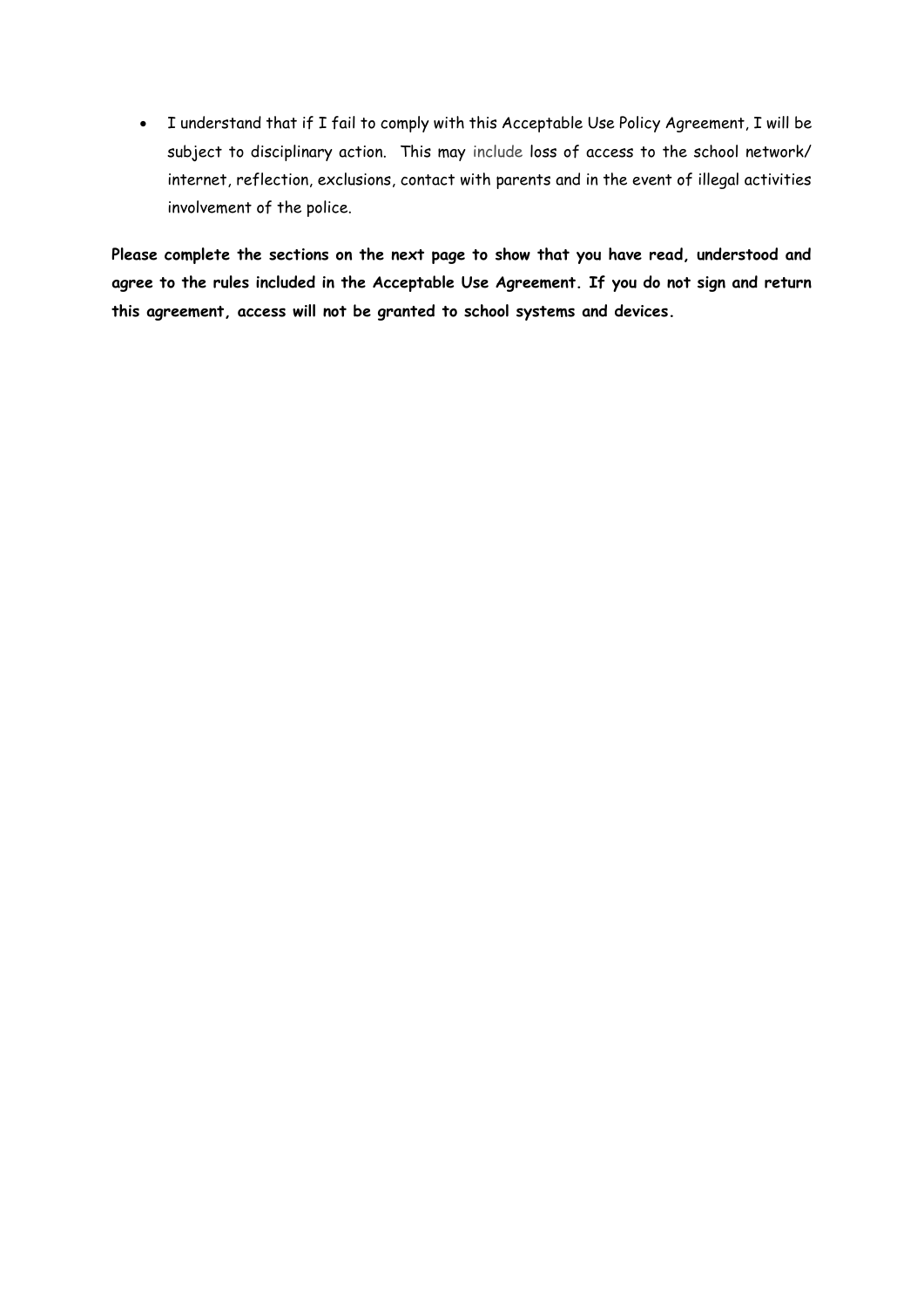- I understand that if I fail to comply with this Acceptable Use Policy Agreement, I will be subject to disciplinary action. This may include loss of access to the school network/ internet, reflection, exclusions, contact with parents and in the event of illegal activities involvement of the police.

**Please complete the sections on the next page to show that you have read, understood and agree to the rules included in the Acceptable Use Agreement. If you do not sign and return this agreement, access will not be granted to school systems and devices.**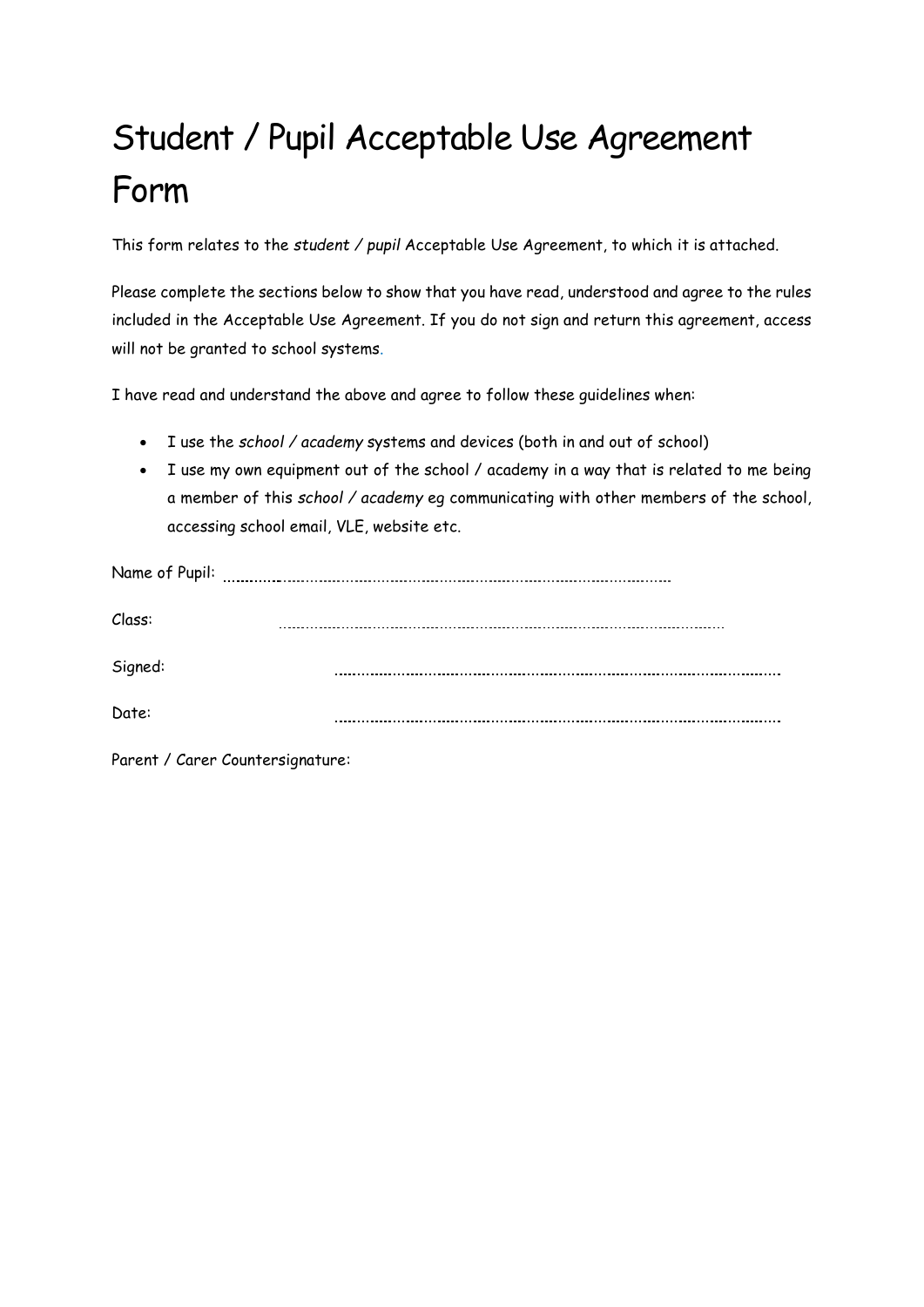# Student / Pupil Acceptable Use Agreement Form

This form relates to the *student / pupil* Acceptable Use Agreement, to which it is attached.

Please complete the sections below to show that you have read, understood and agree to the rules included in the Acceptable Use Agreement. If you do not sign and return this agreement, access will not be granted to school systems.

I have read and understand the above and agree to follow these guidelines when:

- I use the *school / academy* systems and devices (both in and out of school)
- I use my own equipment out of the school / academy in a way that is related to me being a member of this *school / academy* eg communicating with other members of the school, accessing school email, VLE, website etc.

Name of Pupil: ..............................................................................................

Class: ..............................................................................................

Signed: ..............................................................................................

Date: ..............................................................................................

Parent / Carer Countersignature: